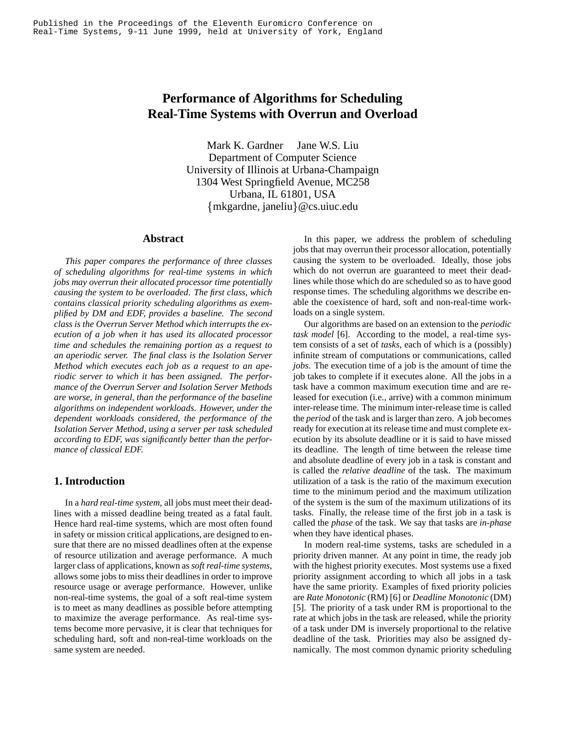Published in the Proceedings of the Eleventh Euromicro Conference on Real-Time Systems, 9-11 June 1999, held at University of York, England

# Performance of Algorithms for Scheduling Real-Time Systems with Overrun and Overload

Mark K. Gardner Jane W.S. Liu
Department of Computer Science
University of Illinois at Urbana-Champaign
1304 West Springfield Avenue, MC258
Urbana, IL 61801, USA
{mkgardne, janeliu}@cs.uiuc.edu

## Abstract

*This paper compares the performance of three classes of scheduling algorithms for real-time systems in which jobs may overrun their allocated processor time potentially causing the system to be overloaded. The first class, which contains classical priority scheduling algorithms as exemplified by DM and EDF, provides a baseline. The second class is the Overrun Server Method which interrupts the execution of a job when it has used its allocated processor time and schedules the remaining portion as a request to an aperiodic server. The final class is the Isolation Server Method which executes each job as a request to an aperiodic server to which it has been assigned. The performance of the Overrun Server and Isolation Server Methods are worse, in general, than the performance of the baseline algorithms on independent workloads. However, under the dependent workloads considered, the performance of the Isolation Server Method, using a server per task scheduled according to EDF, was significantly better than the performance of classical EDF.*

## 1. Introduction

In a *hard real-time system*, all jobs must meet their deadlines with a missed deadline being treated as a fatal fault. Hence hard real-time systems, which are most often found in safety or mission critical applications, are designed to ensure that there are no missed deadlines often at the expense of resource utilization and average performance. A much larger class of applications, known as *soft real-time systems*, allows some jobs to miss their deadlines in order to improve resource usage or average performance. However, unlike non-real-time systems, the goal of a soft real-time system is to meet as many deadlines as possible before attempting to maximize the average performance. As real-time systems become more pervasive, it is clear that techniques for scheduling hard, soft and non-real-time workloads on the same system are needed.

In this paper, we address the problem of scheduling jobs that may overrun their processor allocation, potentially causing the system to be overloaded. Ideally, those jobs which do not overrun are guaranteed to meet their deadlines while those which do are scheduled so as to have good response times. The scheduling algorithms we describe enable the coexistence of hard, soft and non-real-time workloads on a single system.

Our algorithms are based on an extension to the *periodic task model* [6]. According to the model, a real-time system consists of a set of *tasks*, each of which is a (possibly) infinite stream of computations or communications, called *jobs*. The execution time of a job is the amount of time the job takes to complete if it executes alone. All the jobs in a task have a common maximum execution time and are released for execution (i.e., arrive) with a common minimum inter-release time. The minimum inter-release time is called the *period* of the task and is larger than zero. A job becomes ready for execution at its release time and must complete execution by its absolute deadline or it is said to have missed its deadline. The length of time between the release time and absolute deadline of every job in a task is constant and is called the *relative deadline* of the task. The maximum utilization of a task is the ratio of the maximum execution time to the minimum period and the maximum utilization of the system is the sum of the maximum utilizations of its tasks. Finally, the release time of the first job in a task is called the *phase* of the task. We say that tasks are *in-phase* when they have identical phases.

In modern real-time systems, tasks are scheduled in a priority driven manner. At any point in time, the ready job with the highest priority executes. Most systems use a fixed priority assignment according to which all jobs in a task have the same priority. Examples of fixed priority policies are *Rate Monotonic* (RM) [6] or *Deadline Monotonic* (DM) [5]. The priority of a task under RM is proportional to the rate at which jobs in the task are released, while the priority of a task under DM is inversely proportional to the relative deadline of the task. Priorities may also be assigned dynamically. The most common dynamic priority scheduling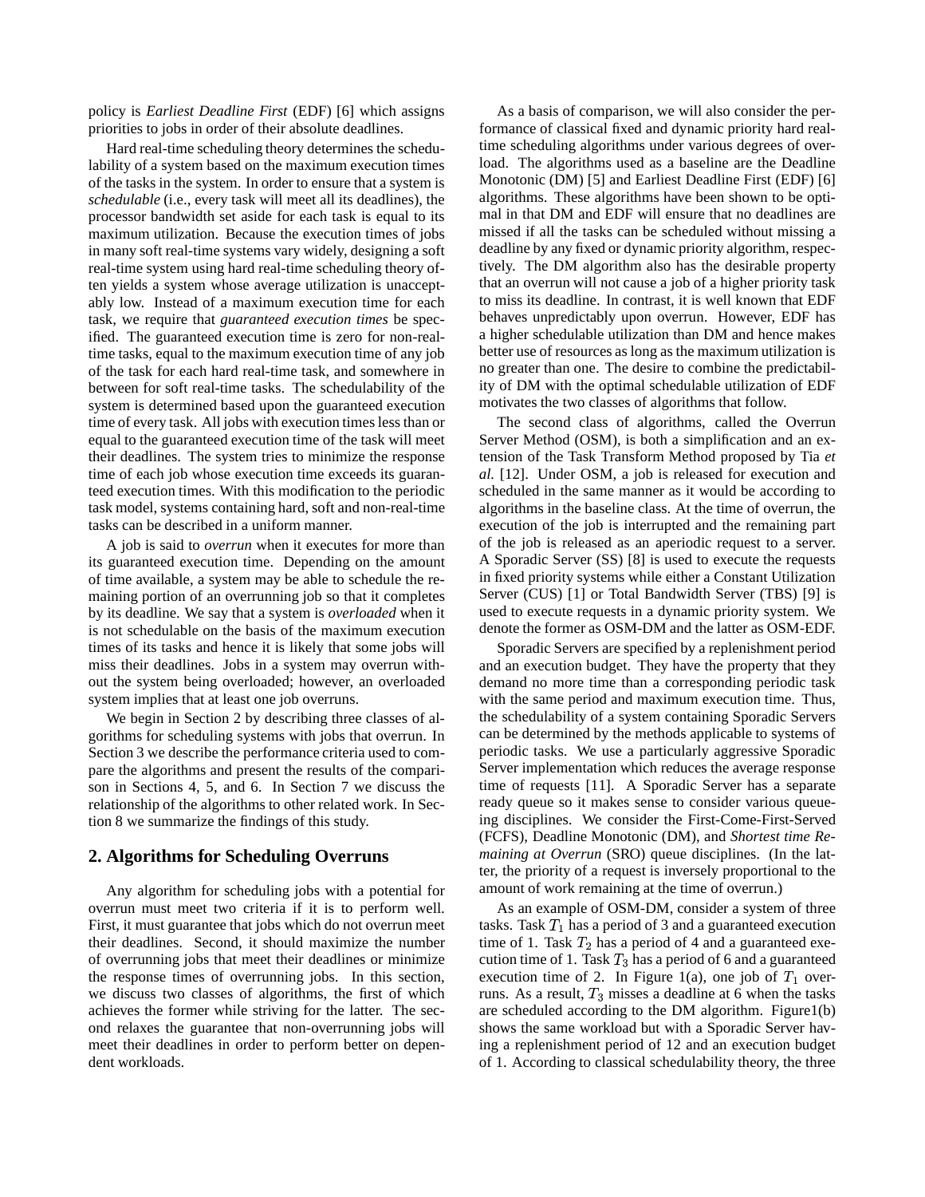policy is *Earliest Deadline First* (EDF) [6] which assigns priorities to jobs in order of their absolute deadlines.

Hard real-time scheduling theory determines the schedulability of a system based on the maximum execution times of the tasks in the system. In order to ensure that a system is *schedulable* (i.e., every task will meet all its deadlines), the processor bandwidth set aside for each task is equal to its maximum utilization. Because the execution times of jobs in many soft real-time systems vary widely, designing a soft real-time system using hard real-time scheduling theory often yields a system whose average utilization is unacceptably low. Instead of a maximum execution time for each task, we require that *guaranteed execution times* be specified. The guaranteed execution time is zero for non-real-time tasks, equal to the maximum execution time of any job of the task for each hard real-time task, and somewhere in between for soft real-time tasks. The schedulability of the system is determined based upon the guaranteed execution time of every task. All jobs with execution times less than or equal to the guaranteed execution time of the task will meet their deadlines. The system tries to minimize the response time of each job whose execution time exceeds its guaranteed execution times. With this modification to the periodic task model, systems containing hard, soft and non-real-time tasks can be described in a uniform manner.

A job is said to *overrun* when it executes for more than its guaranteed execution time. Depending on the amount of time available, a system may be able to schedule the remaining portion of an overrunning job so that it completes by its deadline. We say that a system is *overloaded* when it is not schedulable on the basis of the maximum execution times of its tasks and hence it is likely that some jobs will miss their deadlines. Jobs in a system may overrun without the system being overloaded; however, an overloaded system implies that at least one job overruns.

We begin in Section 2 by describing three classes of algorithms for scheduling systems with jobs that overrun. In Section 3 we describe the performance criteria used to compare the algorithms and present the results of the comparison in Sections 4, 5, and 6. In Section 7 we discuss the relationship of the algorithms to other related work. In Section 8 we summarize the findings of this study.

## 2. Algorithms for Scheduling Overruns

Any algorithm for scheduling jobs with a potential for overrun must meet two criteria if it is to perform well. First, it must guarantee that jobs which do not overrun meet their deadlines. Second, it should maximize the number of overrunning jobs that meet their deadlines or minimize the response times of overrunning jobs. In this section, we discuss two classes of algorithms, the first of which achieves the former while striving for the latter. The second relaxes the guarantee that non-overrunning jobs will meet their deadlines in order to perform better on dependent workloads.

As a basis of comparison, we will also consider the performance of classical fixed and dynamic priority hard real-time scheduling algorithms under various degrees of overload. The algorithms used as a baseline are the Deadline Monotonic (DM) [5] and Earliest Deadline First (EDF) [6] algorithms. These algorithms have been shown to be optimal in that DM and EDF will ensure that no deadlines are missed if all the tasks can be scheduled without missing a deadline by any fixed or dynamic priority algorithm, respectively. The DM algorithm also has the desirable property that an overrun will not cause a job of a higher priority task to miss its deadline. In contrast, it is well known that EDF behaves unpredictably upon overrun. However, EDF has a higher schedulable utilization than DM and hence makes better use of resources as long as the maximum utilization is no greater than one. The desire to combine the predictability of DM with the optimal schedulable utilization of EDF motivates the two classes of algorithms that follow.

The second class of algorithms, called the Overrun Server Method (OSM), is both a simplification and an extension of the Task Transform Method proposed by Tia *et al.* [12]. Under OSM, a job is released for execution and scheduled in the same manner as it would be according to algorithms in the baseline class. At the time of overrun, the execution of the job is interrupted and the remaining part of the job is released as an aperiodic request to a server. A Sporadic Server (SS) [8] is used to execute the requests in fixed priority systems while either a Constant Utilization Server (CUS) [1] or Total Bandwidth Server (TBS) [9] is used to execute requests in a dynamic priority system. We denote the former as OSM-DM and the latter as OSM-EDF.

Sporadic Servers are specified by a replenishment period and an execution budget. They have the property that they demand no more time than a corresponding periodic task with the same period and maximum execution time. Thus, the schedulability of a system containing Sporadic Servers can be determined by the methods applicable to systems of periodic tasks. We use a particularly aggressive Sporadic Server implementation which reduces the average response time of requests [11]. A Sporadic Server has a separate ready queue so it makes sense to consider various queueing disciplines. We consider the First-Come-First-Served (FCFS), Deadline Monotonic (DM), and *Shortest time Remaining at Overrun* (SRO) queue disciplines. (In the latter, the priority of a request is inversely proportional to the amount of work remaining at the time of overrun.)

As an example of OSM-DM, consider a system of three tasks. Task $T_1$ has a period of 3 and a guaranteed execution time of 1. Task $T_2$ has a period of 4 and a guaranteed execution time of 1. Task $T_3$ has a period of 6 and a guaranteed execution time of 2. In Figure 1(a), one job of $T_1$ overruns. As a result, $T_3$ misses a deadline at 6 when the tasks are scheduled according to the DM algorithm. Figure1(b) shows the same workload but with a Sporadic Server having a replenishment period of 12 and an execution budget of 1. According to classical schedulability theory, the three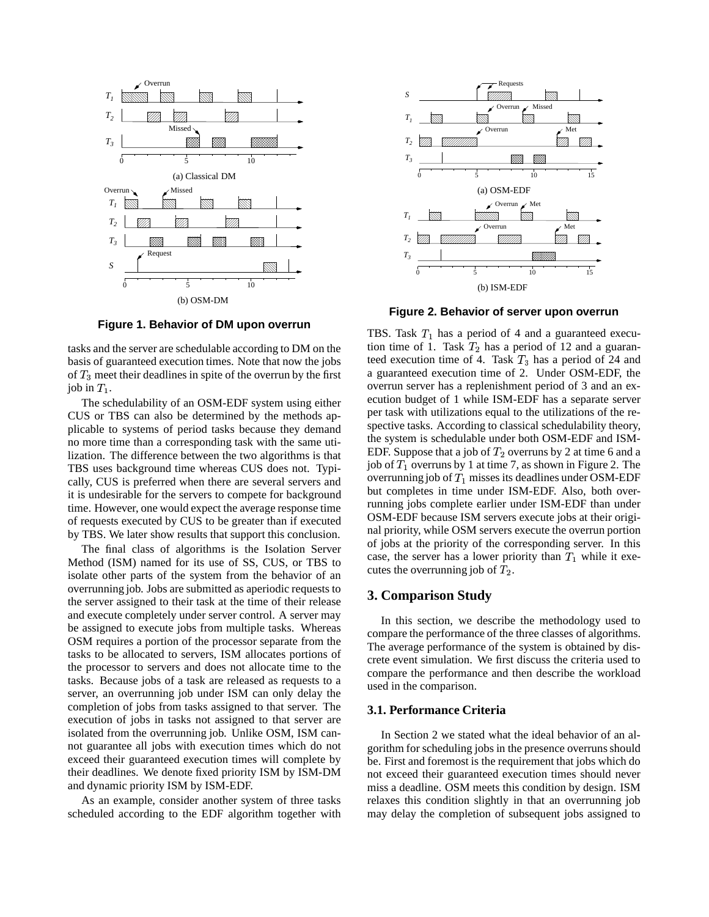Overrun

$T_1$

$T_2$

Missed

$T_3$

0 5 10

(a) Classical DM

Overrun Missed

$T_1$

$T_2$

$T_3$

Request

$S$

0 5 10

(b) OSM-DM

**Figure 1. Behavior of DM upon overrun**

Requests

$S$

Overrun Missed

$T_1$

Overrun Met

$T_2$

$T_3$

0 5 10 15

(a) OSM-EDF

Overrun Met

$T_1$

Overrun Met

$T_2$

$T_3$

0 5 10 15

(b) ISM-EDF

**Figure 2. Behavior of server upon overrun**

tasks and the server are schedulable according to DM on the basis of guaranteed execution times. Note that now the jobs of $T_3$ meet their deadlines in spite of the overrun by the first job in $T_1$.

The schedulability of an OSM-EDF system using either CUS or TBS can also be determined by the methods applicable to systems of period tasks because they demand no more time than a corresponding task with the same utilization. The difference between the two algorithms is that TBS uses background time whereas CUS does not. Typically, CUS is preferred when there are several servers and it is undesirable for the servers to compete for background time. However, one would expect the average response time of requests executed by CUS to be greater than if executed by TBS. We later show results that support this conclusion.

The final class of algorithms is the Isolation Server Method (ISM) named for its use of SS, CUS, or TBS to isolate other parts of the system from the behavior of an overrunning job. Jobs are submitted as aperiodic requests to the server assigned to their task at the time of their release and execute completely under server control. A server may be assigned to execute jobs from multiple tasks. Whereas OSM requires a portion of the processor separate from the tasks to be allocated to servers, ISM allocates portions of the processor to servers and does not allocate time to the tasks. Because jobs of a task are released as requests to a server, an overrunning job under ISM can only delay the completion of jobs from tasks assigned to that server. The execution of jobs in tasks not assigned to that server are isolated from the overrunning job. Unlike OSM, ISM cannot guarantee all jobs with execution times which do not exceed their guaranteed execution times will complete by their deadlines. We denote fixed priority ISM by ISM-DM and dynamic priority ISM by ISM-EDF.

As an example, consider another system of three tasks scheduled according to the EDF algorithm together with TBS. Task $T_1$ has a period of 4 and a guaranteed execution time of 1. Task $T_2$ has a period of 12 and a guaranteed execution time of 4. Task $T_3$ has a period of 24 and a guaranteed execution time of 2. Under OSM-EDF, the overrun server has a replenishment period of 3 and an execution budget of 1 while ISM-EDF has a separate server per task with utilizations equal to the utilizations of the respective tasks. According to classical schedulability theory, the system is schedulable under both OSM-EDF and ISM-EDF. Suppose that a job of $T_2$ overruns by 2 at time 6 and a job of $T_1$ overruns by 1 at time 7, as shown in Figure 2. The overrunning job of $T_1$ misses its deadlines under OSM-EDF but completes in time under ISM-EDF. Also, both overrunning jobs complete earlier under ISM-EDF than under OSM-EDF because ISM servers execute jobs at their original priority, while OSM servers execute the overrun portion of jobs at the priority of the corresponding server. In this case, the server has a lower priority than $T_1$ while it executes the overrunning job of $T_2$.

## 3. Comparison Study

In this section, we describe the methodology used to compare the performance of the three classes of algorithms. The average performance of the system is obtained by discrete event simulation. We first discuss the criteria used to compare the performance and then describe the workload used in the comparison.

### 3.1. Performance Criteria

In Section 2 we stated what the ideal behavior of an algorithm for scheduling jobs in the presence overruns should be. First and foremost is the requirement that jobs which do not exceed their guaranteed execution times should never miss a deadline. OSM meets this condition by design. ISM relaxes this condition slightly in that an overrunning job may delay the completion of subsequent jobs assigned to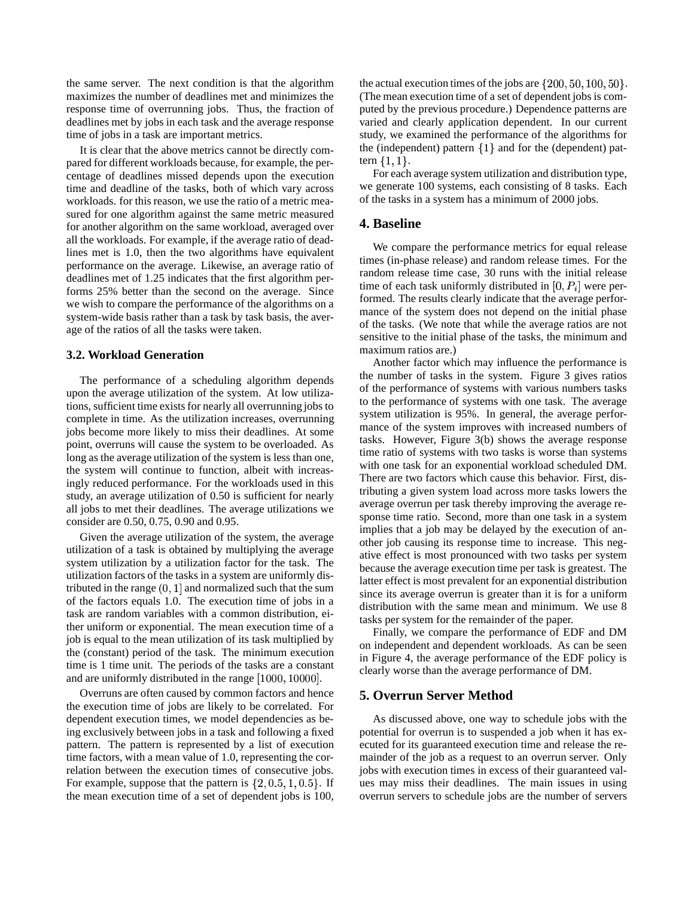the same server. The next condition is that the algorithm maximizes the number of deadlines met and minimizes the response time of overrunning jobs. Thus, the fraction of deadlines met by jobs in each task and the average response time of jobs in a task are important metrics.

It is clear that the above metrics cannot be directly compared for different workloads because, for example, the percentage of deadlines missed depends upon the execution time and deadline of the tasks, both of which vary across workloads. for this reason, we use the ratio of a metric measured for one algorithm against the same metric measured for another algorithm on the same workload, averaged over all the workloads. For example, if the average ratio of deadlines met is 1.0, then the two algorithms have equivalent performance on the average. Likewise, an average ratio of deadlines met of 1.25 indicates that the first algorithm performs 25% better than the second on the average. Since we wish to compare the performance of the algorithms on a system-wide basis rather than a task by task basis, the average of the ratios of all the tasks were taken.

### 3.2. Workload Generation

The performance of a scheduling algorithm depends upon the average utilization of the system. At low utilizations, sufficient time exists for nearly all overrunning jobs to complete in time. As the utilization increases, overrunning jobs become more likely to miss their deadlines. At some point, overruns will cause the system to be overloaded. As long as the average utilization of the system is less than one, the system will continue to function, albeit with increasingly reduced performance. For the workloads used in this study, an average utilization of 0.50 is sufficient for nearly all jobs to met their deadlines. The average utilizations we consider are 0.50, 0.75, 0.90 and 0.95.

Given the average utilization of the system, the average utilization of a task is obtained by multiplying the average system utilization by a utilization factor for the task. The utilization factors of the tasks in a system are uniformly distributed in the range $(0, 1]$ and normalized such that the sum of the factors equals 1.0. The execution time of jobs in a task are random variables with a common distribution, either uniform or exponential. The mean execution time of a job is equal to the mean utilization of its task multiplied by the (constant) period of the task. The minimum execution time is 1 time unit. The periods of the tasks are a constant and are uniformly distributed in the range $[1000, 10000]$.

Overruns are often caused by common factors and hence the execution time of jobs are likely to be correlated. For dependent execution times, we model dependencies as being exclusively between jobs in a task and following a fixed pattern. The pattern is represented by a list of execution time factors, with a mean value of 1.0, representing the correlation between the execution times of consecutive jobs. For example, suppose that the pattern is $\{2, 0.5, 1, 0.5\}$. If the mean execution time of a set of dependent jobs is 100, the actual execution times of the jobs are $\{200, 50, 100, 50\}$. (The mean execution time of a set of dependent jobs is computed by the previous procedure.) Dependence patterns are varied and clearly application dependent. In our current study, we examined the performance of the algorithms for the (independent) pattern $\{1\}$ and for the (dependent) pattern $\{1, 1\}$.

For each average system utilization and distribution type, we generate 100 systems, each consisting of 8 tasks. Each of the tasks in a system has a minimum of 2000 jobs.

## 4. Baseline

We compare the performance metrics for equal release times (in-phase release) and random release times. For the random release time case, 30 runs with the initial release time of each task uniformly distributed in $[0, P_i]$ were performed. The results clearly indicate that the average performance of the system does not depend on the initial phase of the tasks. (We note that while the average ratios are not sensitive to the initial phase of the tasks, the minimum and maximum ratios are.)

Another factor which may influence the performance is the number of tasks in the system. Figure 3 gives ratios of the performance of systems with various numbers tasks to the performance of systems with one task. The average system utilization is 95%. In general, the average performance of the system improves with increased numbers of tasks. However, Figure 3(b) shows the average response time ratio of systems with two tasks is worse than systems with one task for an exponential workload scheduled DM. There are two factors which cause this behavior. First, distributing a given system load across more tasks lowers the average overrun per task thereby improving the average response time ratio. Second, more than one task in a system implies that a job may be delayed by the execution of another job causing its response time to increase. This negative effect is most pronounced with two tasks per system because the average execution time per task is greatest. The latter effect is most prevalent for an exponential distribution since its average overrun is greater than it is for a uniform distribution with the same mean and minimum. We use 8 tasks per system for the remainder of the paper.

Finally, we compare the performance of EDF and DM on independent and dependent workloads. As can be seen in Figure 4, the average performance of the EDF policy is clearly worse than the average performance of DM.

## 5. Overrun Server Method

As discussed above, one way to schedule jobs with the potential for overrun is to suspended a job when it has executed for its guaranteed execution time and release the remainder of the job as a request to an overrun server. Only jobs with execution times in excess of their guaranteed values may miss their deadlines. The main issues in using overrun servers to schedule jobs are the number of servers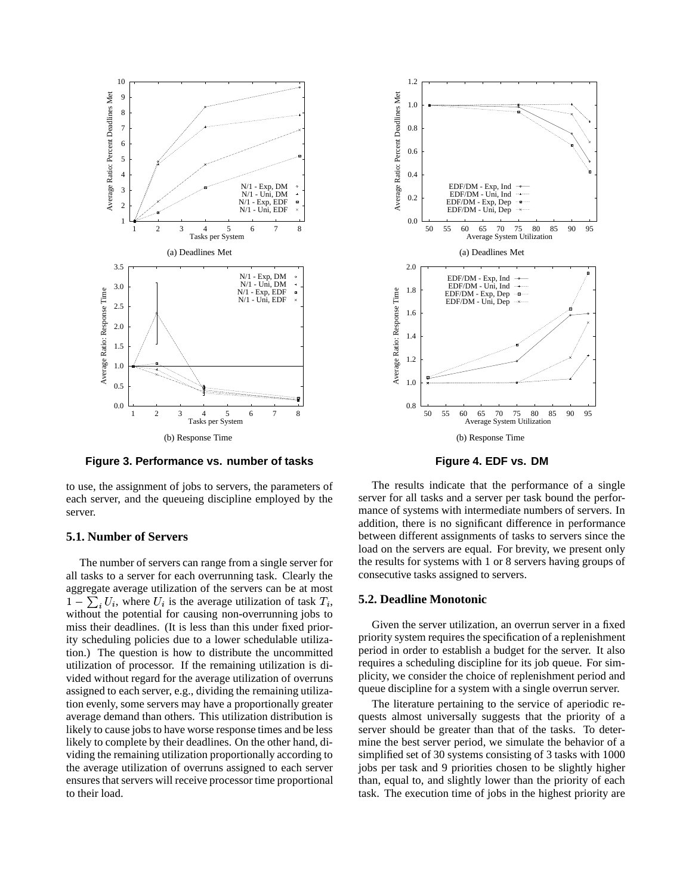10
9
8
7
6
5
4
3
2
1

Average Ratio: Percent Deadlines Met

1 2 3 4 5 6 7 8
Tasks per System

N/1 - Exp, DM
N/1 - Uni, DM
N/1 - Exp, EDF
N/1 - Uni, EDF

(a) Deadlines Met

3.5
3.0
2.5
2.0
1.5
1.0
0.5
0.0

Average Ratio: Response Time

1 2 3 4 5 6 7 8
Tasks per System

N/1 - Exp, DM
N/1 - Uni, DM
N/1 - Exp, EDF
N/1 - Uni, EDF

(b) Response Time

**Figure 3. Performance vs. number of tasks**

1.2
1.0
0.8
0.6
0.4
0.2
0.0

Average Ratio: Percent Deadlines Met

50 55 60 65 70 75 80 85 90 95
Average System Utilization

EDF/DM - Exp, Ind
EDF/DM - Uni, Ind
EDF/DM - Exp, Dep
EDF/DM - Uni, Dep

(a) Deadlines Met

2.0
1.8
1.6
1.4
1.2
1.0
0.8

Average Ratio: Response Time

50 55 60 65 70 75 80 85 90 95
Average System Utilization

EDF/DM - Exp, Ind
EDF/DM - Uni, Ind
EDF/DM - Exp, Dep
EDF/DM - Uni, Dep

(b) Response Time

**Figure 4. EDF vs. DM**

to use, the assignment of jobs to servers, the parameters of each server, and the queueing discipline employed by the server.

### 5.1. Number of Servers

The number of servers can range from a single server for all tasks to a server for each overrunning task. Clearly the aggregate average utilization of the servers can be at most $1 - \sum_i U_i$, where $U_i$ is the average utilization of task $T_i$, without the potential for causing non-overrunning jobs to miss their deadlines. (It is less than this under fixed priority scheduling policies due to a lower schedulable utilization.) The question is how to distribute the uncommitted utilization of processor. If the remaining utilization is divided without regard for the average utilization of overruns assigned to each server, e.g., dividing the remaining utilization evenly, some servers may have a proportionally greater average demand than others. This utilization distribution is likely to cause jobs to have worse response times and be less likely to complete by their deadlines. On the other hand, dividing the remaining utilization proportionally according to the average utilization of overruns assigned to each server ensures that servers will receive processor time proportional to their load.

The results indicate that the performance of a single server for all tasks and a server per task bound the performance of systems with intermediate numbers of servers. In addition, there is no significant difference in performance between different assignments of tasks to servers since the load on the servers are equal. For brevity, we present only the results for systems with 1 or 8 servers having groups of consecutive tasks assigned to servers.

### 5.2. Deadline Monotonic

Given the server utilization, an overrun server in a fixed priority system requires the specification of a replenishment period in order to establish a budget for the server. It also requires a scheduling discipline for its job queue. For simplicity, we consider the choice of replenishment period and queue discipline for a system with a single overrun server.

The literature pertaining to the service of aperiodic requests almost universally suggests that the priority of a server should be greater than that of the tasks. To determine the best server period, we simulate the behavior of a simplified set of 30 systems consisting of 3 tasks with 1000 jobs per task and 9 priorities chosen to be slightly higher than, equal to, and slightly lower than the priority of each task. The execution time of jobs in the highest priority are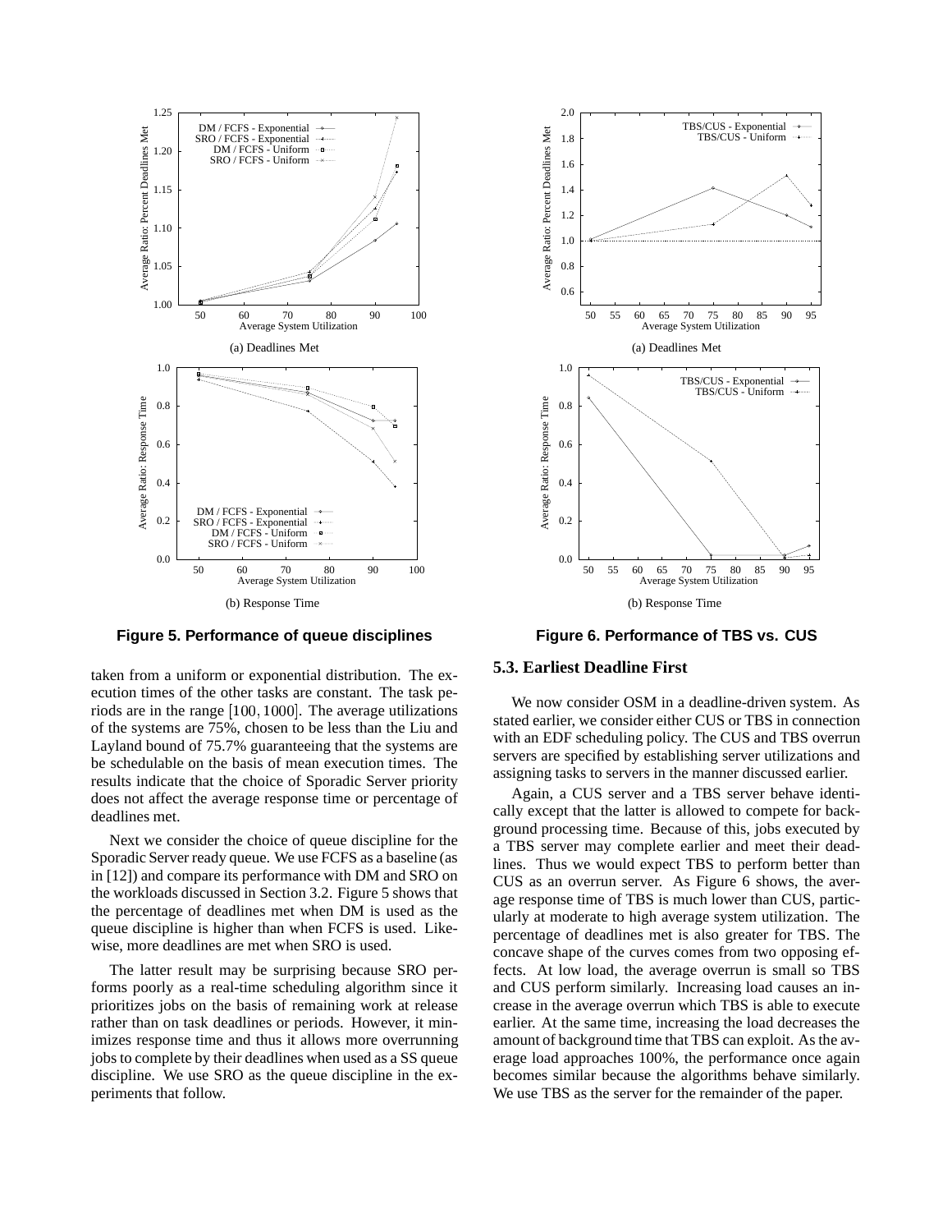1.25
1.20
1.15
1.10
1.05
1.00
Average Ratio: Percent Deadlines Met
DM / FCFS - Exponential
SRO / FCFS - Exponential
DM / FCFS - Uniform
SRO / FCFS - Uniform
50 60 70 80 90 100
Average System Utilization

(a) Deadlines Met

1.0
0.8
0.6
0.4
0.2
0.0
Average Ratio: Response Time
DM / FCFS - Exponential
SRO / FCFS - Exponential
DM / FCFS - Uniform
SRO / FCFS - Uniform
50 60 70 80 90 100
Average System Utilization

(b) Response Time

**Figure 5. Performance of queue disciplines**

2.0
1.8
1.6
1.4
1.2
1.0
0.8
0.6
Average Ratio: Percent Deadlines Met
TBS/CUS - Exponential
TBS/CUS - Uniform
50 55 60 65 70 75 80 85 90 95
Average System Utilization

(a) Deadlines Met

1.0
0.8
0.6
0.4
0.2
0.0
Average Ratio: Response Time
TBS/CUS - Exponential
TBS/CUS - Uniform
50 55 60 65 70 75 80 85 90 95
Average System Utilization

(b) Response Time

**Figure 6. Performance of TBS vs. CUS**

taken from a uniform or exponential distribution. The execution times of the other tasks are constant. The task periods are in the range $[100, 1000]$. The average utilizations of the systems are 75%, chosen to be less than the Liu and Layland bound of 75.7% guaranteeing that the systems are be schedulable on the basis of mean execution times. The results indicate that the choice of Sporadic Server priority does not affect the average response time or percentage of deadlines met.

Next we consider the choice of queue discipline for the Sporadic Server ready queue. We use FCFS as a baseline (as in [12]) and compare its performance with DM and SRO on the workloads discussed in Section 3.2. Figure 5 shows that the percentage of deadlines met when DM is used as the queue discipline is higher than when FCFS is used. Likewise, more deadlines are met when SRO is used.

The latter result may be surprising because SRO performs poorly as a real-time scheduling algorithm since it prioritizes jobs on the basis of remaining work at release rather than on task deadlines or periods. However, it minimizes response time and thus it allows more overrunning jobs to complete by their deadlines when used as a SS queue discipline. We use SRO as the queue discipline in the experiments that follow.

### 5.3. Earliest Deadline First

We now consider OSM in a deadline-driven system. As stated earlier, we consider either CUS or TBS in connection with an EDF scheduling policy. The CUS and TBS overrun servers are specified by establishing server utilizations and assigning tasks to servers in the manner discussed earlier.

Again, a CUS server and a TBS server behave identically except that the latter is allowed to compete for background processing time. Because of this, jobs executed by a TBS server may complete earlier and meet their deadlines. Thus we would expect TBS to perform better than CUS as an overrun server. As Figure 6 shows, the average response time of TBS is much lower than CUS, particularly at moderate to high average system utilization. The percentage of deadlines met is also greater for TBS. The concave shape of the curves comes from two opposing effects. At low load, the average overrun is small so TBS and CUS perform similarly. Increasing load causes an increase in the average overrun which TBS is able to execute earlier. At the same time, increasing the load decreases the amount of background time that TBS can exploit. As the average load approaches 100%, the performance once again becomes similar because the algorithms behave similarly. We use TBS as the server for the remainder of the paper.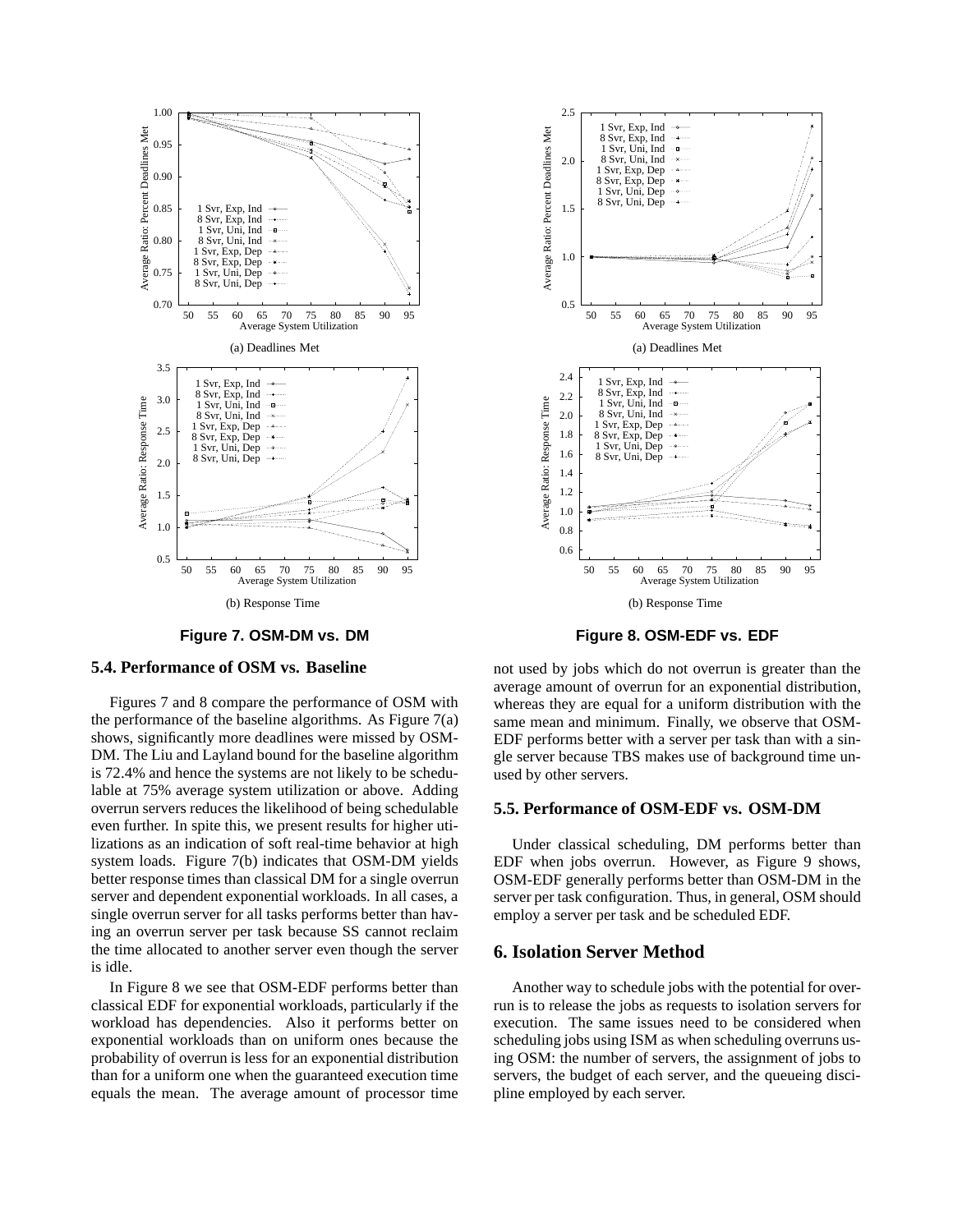(a) Deadlines Met

(b) Response Time

**Figure 7. OSM-DM vs. DM**

(a) Deadlines Met

(b) Response Time

**Figure 8. OSM-EDF vs. EDF**

### 5.4. Performance of OSM vs. Baseline

Figures 7 and 8 compare the performance of OSM with the performance of the baseline algorithms. As Figure 7(a) shows, significantly more deadlines were missed by OSM-DM. The Liu and Layland bound for the baseline algorithm is 72.4% and hence the systems are not likely to be schedulable at 75% average system utilization or above. Adding overrun servers reduces the likelihood of being schedulable even further. In spite this, we present results for higher utilizations as an indication of soft real-time behavior at high system loads. Figure 7(b) indicates that OSM-DM yields better response times than classical DM for a single overrun server and dependent exponential workloads. In all cases, a single overrun server for all tasks performs better than having an overrun server per task because SS cannot reclaim the time allocated to another server even though the server is idle.

In Figure 8 we see that OSM-EDF performs better than classical EDF for exponential workloads, particularly if the workload has dependencies. Also it performs better on exponential workloads than on uniform ones because the probability of overrun is less for an exponential distribution than for a uniform one when the guaranteed execution time equals the mean. The average amount of processor time not used by jobs which do not overrun is greater than the average amount of overrun for an exponential distribution, whereas they are equal for a uniform distribution with the same mean and minimum. Finally, we observe that OSM-EDF performs better with a server per task than with a single server because TBS makes use of background time unused by other servers.

### 5.5. Performance of OSM-EDF vs. OSM-DM

Under classical scheduling, DM performs better than EDF when jobs overrun. However, as Figure 9 shows, OSM-EDF generally performs better than OSM-DM in the server per task configuration. Thus, in general, OSM should employ a server per task and be scheduled EDF.

## 6. Isolation Server Method

Another way to schedule jobs with the potential for overrun is to release the jobs as requests to isolation servers for execution. The same issues need to be considered when scheduling jobs using ISM as when scheduling overruns using OSM: the number of servers, the assignment of jobs to servers, the budget of each server, and the queueing discipline employed by each server.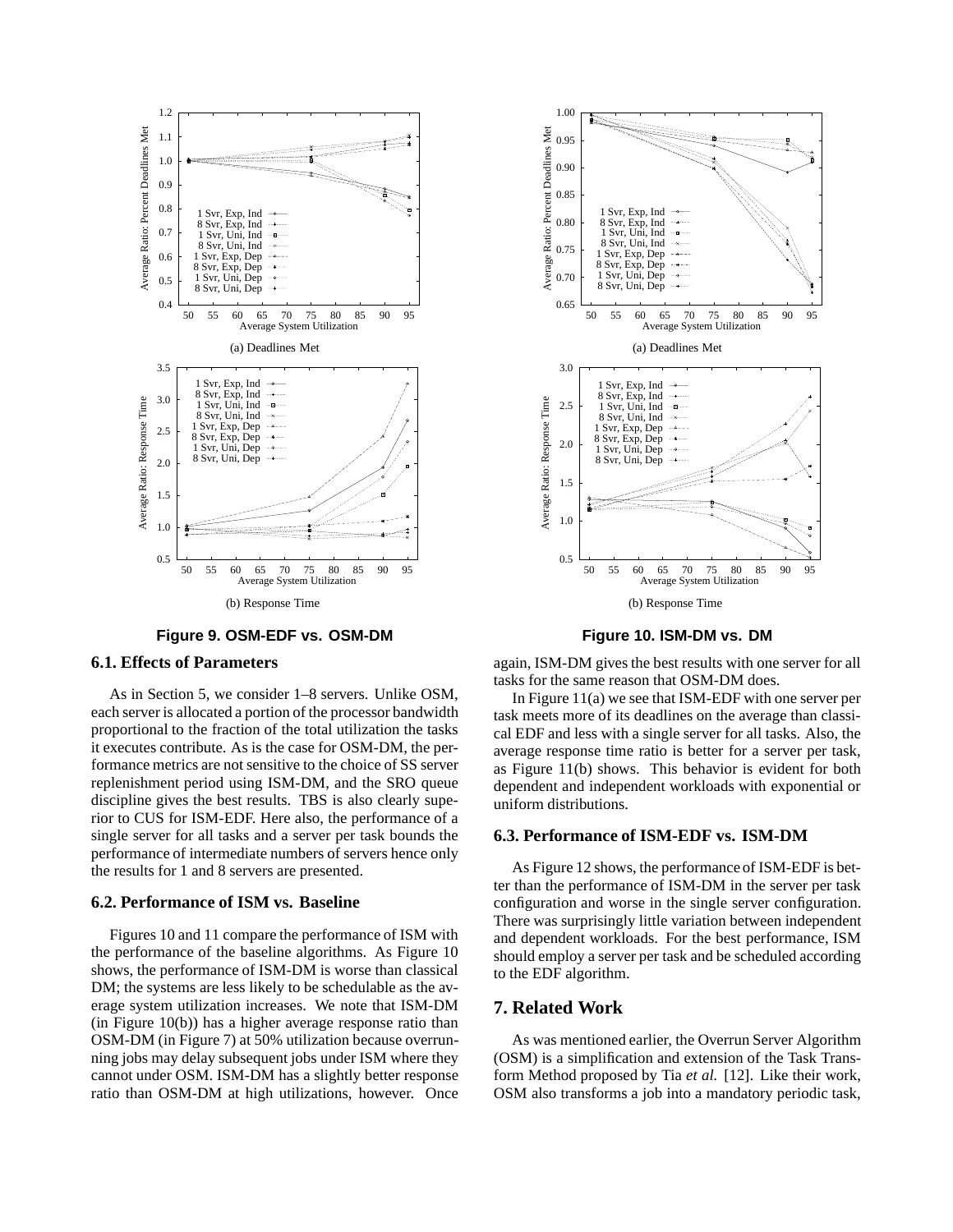(a) Deadlines Met

(b) Response Time

**Figure 9. OSM-EDF vs. OSM-DM**

(a) Deadlines Met

(b) Response Time

**Figure 10. ISM-DM vs. DM**

### 6.1. Effects of Parameters

As in Section 5, we consider 1–8 servers. Unlike OSM, each server is allocated a portion of the processor bandwidth proportional to the fraction of the total utilization the tasks it executes contribute. As is the case for OSM-DM, the performance metrics are not sensitive to the choice of SS server replenishment period using ISM-DM, and the SRO queue discipline gives the best results. TBS is also clearly superior to CUS for ISM-EDF. Here also, the performance of a single server for all tasks and a server per task bounds the performance of intermediate numbers of servers hence only the results for 1 and 8 servers are presented.

### 6.2. Performance of ISM vs. Baseline

Figures 10 and 11 compare the performance of ISM with the performance of the baseline algorithms. As Figure 10 shows, the performance of ISM-DM is worse than classical DM; the systems are less likely to be schedulable as the average system utilization increases. We note that ISM-DM (in Figure 10(b)) has a higher average response ratio than OSM-DM (in Figure 7) at 50% utilization because overrunning jobs may delay subsequent jobs under ISM where they cannot under OSM. ISM-DM has a slightly better response ratio than OSM-DM at high utilizations, however. Once again, ISM-DM gives the best results with one server for all tasks for the same reason that OSM-DM does.

In Figure 11(a) we see that ISM-EDF with one server per task meets more of its deadlines on the average than classical EDF and less with a single server for all tasks. Also, the average response time ratio is better for a server per task, as Figure 11(b) shows. This behavior is evident for both dependent and independent workloads with exponential or uniform distributions.

### 6.3. Performance of ISM-EDF vs. ISM-DM

As Figure 12 shows, the performance of ISM-EDF is better than the performance of ISM-DM in the server per task configuration and worse in the single server configuration. There was surprisingly little variation between independent and dependent workloads. For the best performance, ISM should employ a server per task and be scheduled according to the EDF algorithm.

## 7. Related Work

As was mentioned earlier, the Overrun Server Algorithm (OSM) is a simplification and extension of the Task Transform Method proposed by Tia *et al.* [12]. Like their work, OSM also transforms a job into a mandatory periodic task,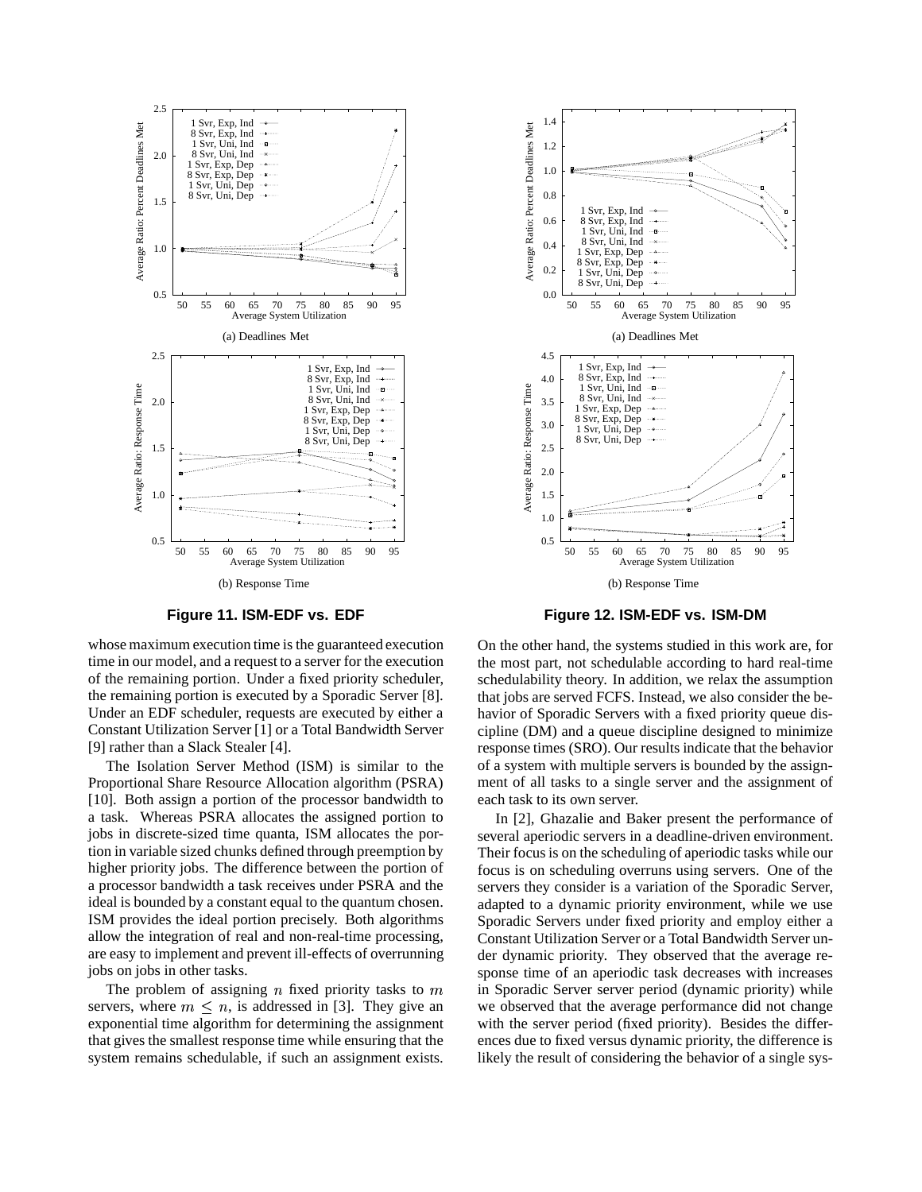Average Ratio: Percent Deadlines Met

2.5
2.0
1.5
1.0
0.5

50 55 60 65 70 75 80 85 90 95

Average System Utilization

1 Svr, Exp, Ind
8 Svr, Exp, Ind
1 Svr, Uni, Ind
8 Svr, Uni, Ind
1 Svr, Exp, Dep
8 Svr, Exp, Dep
1 Svr, Uni, Dep
8 Svr, Uni, Dep

(a) Deadlines Met

Average Ratio: Response Time

2.5
2.0
1.5
1.0
0.5

50 55 60 65 70 75 80 85 90 95

Average System Utilization

1 Svr, Exp, Ind
8 Svr, Exp, Ind
1 Svr, Uni, Ind
8 Svr, Uni, Ind
1 Svr, Exp, Dep
8 Svr, Exp, Dep
1 Svr, Uni, Dep
8 Svr, Uni, Dep

(b) Response Time

**Figure 11. ISM-EDF vs. EDF**

Average Ratio: Percent Deadlines Met

1.4
1.2
1.0
0.8
0.6
0.4
0.2
0.0

50 55 60 65 70 75 80 85 90 95

Average System Utilization

1 Svr, Exp, Ind
8 Svr, Exp, Ind
1 Svr, Uni, Ind
8 Svr, Uni, Ind
1 Svr, Exp, Dep
8 Svr, Exp, Dep
1 Svr, Uni, Dep
8 Svr, Uni, Dep

(a) Deadlines Met

Average Ratio: Response Time

4.5
4.0
3.5
3.0
2.5
2.0
1.5
1.0
0.5

50 55 60 65 70 75 80 85 90 95

Average System Utilization

1 Svr, Exp, Ind
8 Svr, Exp, Ind
1 Svr, Uni, Ind
8 Svr, Uni, Ind
1 Svr, Exp, Dep
8 Svr, Exp, Dep
1 Svr, Uni, Dep
8 Svr, Uni, Dep

(b) Response Time

**Figure 12. ISM-EDF vs. ISM-DM**

whose maximum execution time is the guaranteed execution time in our model, and a request to a server for the execution of the remaining portion. Under a fixed priority scheduler, the remaining portion is executed by a Sporadic Server [8]. Under an EDF scheduler, requests are executed by either a Constant Utilization Server [1] or a Total Bandwidth Server [9] rather than a Slack Stealer [4].

The Isolation Server Method (ISM) is similar to the Proportional Share Resource Allocation algorithm (PSRA) [10]. Both assign a portion of the processor bandwidth to a task. Whereas PSRA allocates the assigned portion to jobs in discrete-sized time quanta, ISM allocates the portion in variable sized chunks defined through preemption by higher priority jobs. The difference between the portion of a processor bandwidth a task receives under PSRA and the ideal is bounded by a constant equal to the quantum chosen. ISM provides the ideal portion precisely. Both algorithms allow the integration of real and non-real-time processing, are easy to implement and prevent ill-effects of overrunning jobs on jobs in other tasks.

The problem of assigning $n$ fixed priority tasks to $m$ servers, where $m \leq n$, is addressed in [3]. They give an exponential time algorithm for determining the assignment that gives the smallest response time while ensuring that the system remains schedulable, if such an assignment exists. On the other hand, the systems studied in this work are, for the most part, not schedulable according to hard real-time schedulability theory. In addition, we relax the assumption that jobs are served FCFS. Instead, we also consider the behavior of Sporadic Servers with a fixed priority queue discipline (DM) and a queue discipline designed to minimize response times (SRO). Our results indicate that the behavior of a system with multiple servers is bounded by the assignment of all tasks to a single server and the assignment of each task to its own server.

In [2], Ghazalie and Baker present the performance of several aperiodic servers in a deadline-driven environment. Their focus is on the scheduling of aperiodic tasks while our focus is on scheduling overruns using servers. One of the servers they consider is a variation of the Sporadic Server, adapted to a dynamic priority environment, while we use Sporadic Servers under fixed priority and employ either a Constant Utilization Server or a Total Bandwidth Server under dynamic priority. They observed that the average response time of an aperiodic task decreases with increases in Sporadic Server server period (dynamic priority) while we observed that the average performance did not change with the server period (fixed priority). Besides the differences due to fixed versus dynamic priority, the difference is likely the result of considering the behavior of a single sys-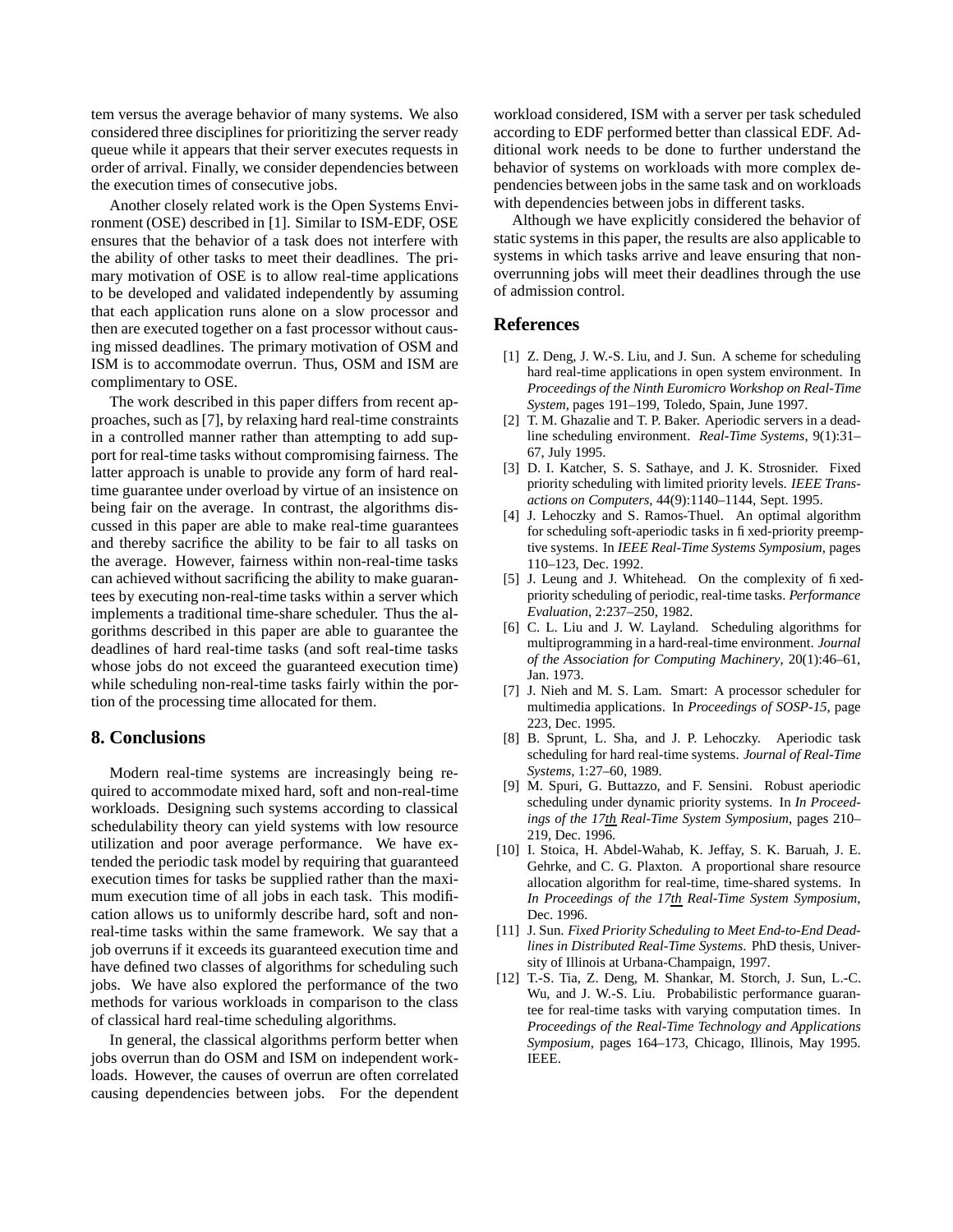tem versus the average behavior of many systems. We also considered three disciplines for prioritizing the server ready queue while it appears that their server executes requests in order of arrival. Finally, we consider dependencies between the execution times of consecutive jobs.

Another closely related work is the Open Systems Environment (OSE) described in [1]. Similar to ISM-EDF, OSE ensures that the behavior of a task does not interfere with the ability of other tasks to meet their deadlines. The primary motivation of OSE is to allow real-time applications to be developed and validated independently by assuming that each application runs alone on a slow processor and then are executed together on a fast processor without causing missed deadlines. The primary motivation of OSM and ISM is to accommodate overrun. Thus, OSM and ISM are complimentary to OSE.

The work described in this paper differs from recent approaches, such as [7], by relaxing hard real-time constraints in a controlled manner rather than attempting to add support for real-time tasks without compromising fairness. The latter approach is unable to provide any form of hard real-time guarantee under overload by virtue of an insistence on being fair on the average. In contrast, the algorithms discussed in this paper are able to make real-time guarantees and thereby sacrifice the ability to be fair to all tasks on the average. However, fairness within non-real-time tasks can achieved without sacrificing the ability to make guarantees by executing non-real-time tasks within a server which implements a traditional time-share scheduler. Thus the algorithms described in this paper are able to guarantee the deadlines of hard real-time tasks (and soft real-time tasks whose jobs do not exceed the guaranteed execution time) while scheduling non-real-time tasks fairly within the portion of the processing time allocated for them.

## 8. Conclusions

Modern real-time systems are increasingly being required to accommodate mixed hard, soft and non-real-time workloads. Designing such systems according to classical schedulability theory can yield systems with low resource utilization and poor average performance. We have extended the periodic task model by requiring that guaranteed execution times for tasks be supplied rather than the maximum execution time of all jobs in each task. This modification allows us to uniformly describe hard, soft and non-real-time tasks within the same framework. We say that a job overruns if it exceeds its guaranteed execution time and have defined two classes of algorithms for scheduling such jobs. We have also explored the performance of the two methods for various workloads in comparison to the class of classical hard real-time scheduling algorithms.

In general, the classical algorithms perform better when jobs overrun than do OSM and ISM on independent workloads. However, the causes of overrun are often correlated causing dependencies between jobs. For the dependent workload considered, ISM with a server per task scheduled according to EDF performed better than classical EDF. Additional work needs to be done to further understand the behavior of systems on workloads with more complex dependencies between jobs in the same task and on workloads with dependencies between jobs in different tasks.

Although we have explicitly considered the behavior of static systems in this paper, the results are also applicable to systems in which tasks arrive and leave ensuring that non-overrunning jobs will meet their deadlines through the use of admission control.

## References

[1] Z. Deng, J. W.-S. Liu, and J. Sun. A scheme for scheduling hard real-time applications in open system environment. In *Proceedings of the Ninth Euromicro Workshop on Real-Time System*, pages 191–199, Toledo, Spain, June 1997.

[2] T. M. Ghazalie and T. P. Baker. Aperiodic servers in a deadline scheduling environment. *Real-Time Systems*, 9(1):31–67, July 1995.

[3] D. I. Katcher, S. S. Sathaye, and J. K. Strosnider. Fixed priority scheduling with limited priority levels. *IEEE Transactions on Computers*, 44(9):1140–1144, Sept. 1995.

[4] J. Lehoczky and S. Ramos-Thuel. An optimal algorithm for scheduling soft-aperiodic tasks in fixed-priority preemptive systems. In *IEEE Real-Time Systems Symposium*, pages 110–123, Dec. 1992.

[5] J. Leung and J. Whitehead. On the complexity of fixed-priority scheduling of periodic, real-time tasks. *Performance Evaluation*, 2:237–250, 1982.

[6] C. L. Liu and J. W. Layland. Scheduling algorithms for multiprogramming in a hard-real-time environment. *Journal of the Association for Computing Machinery*, 20(1):46–61, Jan. 1973.

[7] J. Nieh and M. S. Lam. Smart: A processor scheduler for multimedia applications. In *Proceedings of SOSP-15*, page 223, Dec. 1995.

[8] B. Sprunt, L. Sha, and J. P. Lehoczky. Aperiodic task scheduling for hard real-time systems. *Journal of Real-Time Systems*, 1:27–60, 1989.

[9] M. Spuri, G. Buttazzo, and F. Sensini. Robust aperiodic scheduling under dynamic priority systems. In *In Proceedings of the 17th Real-Time System Symposium*, pages 210–219, Dec. 1996.

[10] I. Stoica, H. Abdel-Wahab, K. Jeffay, S. K. Baruah, J. E. Gehrke, and C. G. Plaxton. A proportional share resource allocation algorithm for real-time, time-shared systems. In *In Proceedings of the 17th Real-Time System Symposium*, Dec. 1996.

[11] J. Sun. *Fixed Priority Scheduling to Meet End-to-End Deadlines in Distributed Real-Time Systems*. PhD thesis, University of Illinois at Urbana-Champaign, 1997.

[12] T.-S. Tia, Z. Deng, M. Shankar, M. Storch, J. Sun, L.-C. Wu, and J. W.-S. Liu. Probabilistic performance guarantee for real-time tasks with varying computation times. In *Proceedings of the Real-Time Technology and Applications Symposium*, pages 164–173, Chicago, Illinois, May 1995. IEEE.